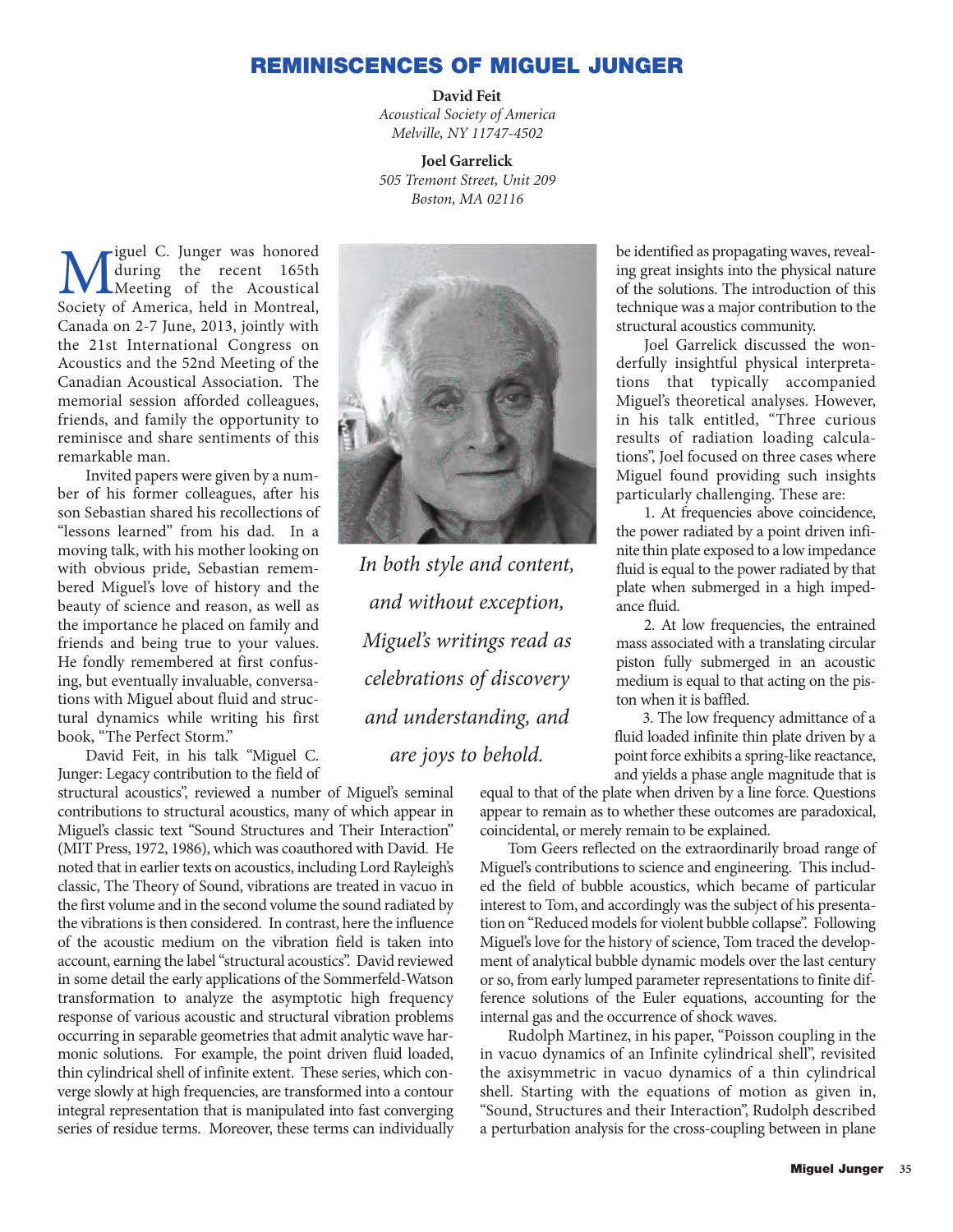# REMINISCENCES OF MIGUEL JUNGER

**David Feit**
*Acoustical Society of America*
*Melville, NY 11747-4502*

**Joel Garrelick**
*505 Tremont Street, Unit 209*
*Boston, MA 02116*

Miguel C. Junger was honored during the recent 165th Meeting of the Acoustical Society of America, held in Montreal, Canada on 2-7 June, 2013, jointly with the 21st International Congress on Acoustics and the 52nd Meeting of the Canadian Acoustical Association. The memorial session afforded colleagues, friends, and family the opportunity to reminisce and share sentiments of this remarkable man.

Invited papers were given by a number of his former colleagues, after his son Sebastian shared his recollections of "lessons learned" from his dad. In a moving talk, with his mother looking on with obvious pride, Sebastian remembered Miguel's love of history and the beauty of science and reason, as well as the importance he placed on family and friends and being true to your values. He fondly remembered at first confusing, but eventually invaluable, conversations with Miguel about fluid and structural dynamics while writing his first book, "The Perfect Storm."

David Feit, in his talk "Miguel C. Junger: Legacy contribution to the field of structural acoustics", reviewed a number of Miguel's seminal contributions to structural acoustics, many of which appear in Miguel's classic text "Sound Structures and Their Interaction" (MIT Press, 1972, 1986), which was coauthored with David. He noted that in earlier texts on acoustics, including Lord Rayleigh's classic, The Theory of Sound, vibrations are treated in vacuo in the first volume and in the second volume the sound radiated by the vibrations is then considered. In contrast, here the influence of the acoustic medium on the vibration field is taken into account, earning the label "structural acoustics". David reviewed in some detail the early applications of the Sommerfeld-Watson transformation to analyze the asymptotic high frequency response of various acoustic and structural vibration problems occurring in separable geometries that admit analytic wave harmonic solutions. For example, the point driven fluid loaded, thin cylindrical shell of infinite extent. These series, which converge slowly at high frequencies, are transformed into a contour integral representation that is manipulated into fast converging series of residue terms. Moreover, these terms can individually be identified as propagating waves, revealing great insights into the physical nature of the solutions. The introduction of this technique was a major contribution to the structural acoustics community.

*In both style and content, and without exception, Miguel's writings read as celebrations of discovery and understanding, and are joys to behold.*

Joel Garrelick discussed the wonderfully insightful physical interpretations that typically accompanied Miguel's theoretical analyses. However, in his talk entitled, "Three curious results of radiation loading calculations", Joel focused on three cases where Miguel found providing such insights particularly challenging. These are:

1. At frequencies above coincidence, the power radiated by a point driven infinite thin plate exposed to a low impedance fluid is equal to the power radiated by that plate when submerged in a high impedance fluid.

2. At low frequencies, the entrained mass associated with a translating circular piston fully submerged in an acoustic medium is equal to that acting on the piston when it is baffled.

3. The low frequency admittance of a fluid loaded infinite thin plate driven by a point force exhibits a spring-like reactance, and yields a phase angle magnitude that is equal to that of the plate when driven by a line force. Questions appear to remain as to whether these outcomes are paradoxical, coincidental, or merely remain to be explained.

Tom Geers reflected on the extraordinarily broad range of Miguel's contributions to science and engineering. This included the field of bubble acoustics, which became of particular interest to Tom, and accordingly was the subject of his presentation on "Reduced models for violent bubble collapse". Following Miguel's love for the history of science, Tom traced the development of analytical bubble dynamic models over the last century or so, from early lumped parameter representations to finite difference solutions of the Euler equations, accounting for the internal gas and the occurrence of shock waves.

Rudolph Martinez, in his paper, "Poisson coupling in the in vacuo dynamics of an Infinite cylindrical shell", revisited the axisymmetric in vacuo dynamics of a thin cylindrical shell. Starting with the equations of motion as given in, "Sound, Structures and their Interaction", Rudolph described a perturbation analysis for the cross-coupling between in plane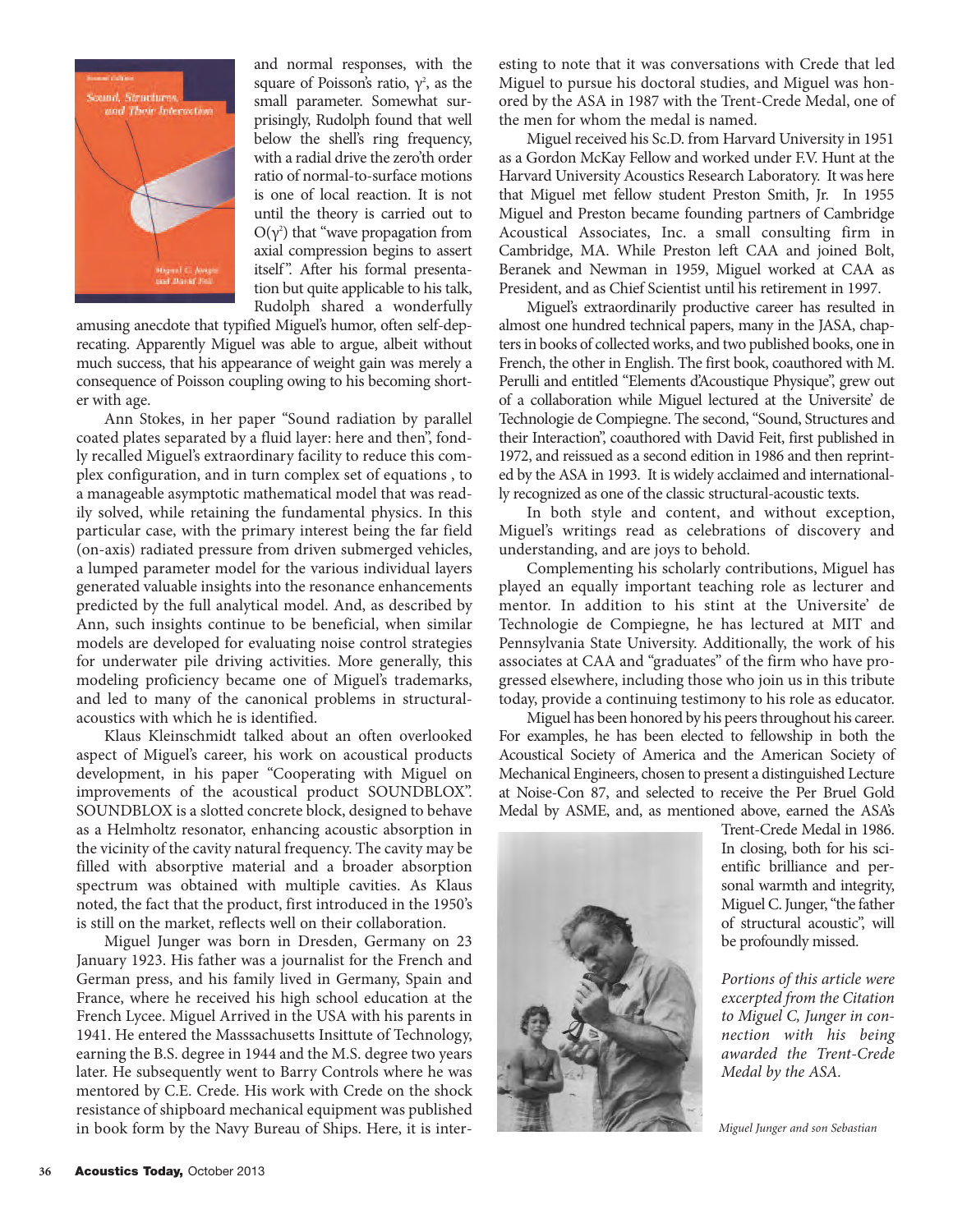and normal responses, with the square of Poisson's ratio, $\gamma^2$, as the small parameter. Somewhat surprisingly, Rudolph found that well below the shell's ring frequency, with a radial drive the zero'th order ratio of normal-to-surface motions is one of local reaction. It is not until the theory is carried out to $O(\gamma^2)$ that "wave propagation from axial compression begins to assert itself". After his formal presentation but quite applicable to his talk, Rudolph shared a wonderfully amusing anecdote that typified Miguel's humor, often self-deprecating. Apparently Miguel was able to argue, albeit without much success, that his appearance of weight gain was merely a consequence of Poisson coupling owing to his becoming shorter with age.

Ann Stokes, in her paper "Sound radiation by parallel coated plates separated by a fluid layer: here and then", fondly recalled Miguel's extraordinary facility to reduce this complex configuration, and in turn complex set of equations , to a manageable asymptotic mathematical model that was readily solved, while retaining the fundamental physics. In this particular case, with the primary interest being the far field (on-axis) radiated pressure from driven submerged vehicles, a lumped parameter model for the various individual layers generated valuable insights into the resonance enhancements predicted by the full analytical model. And, as described by Ann, such insights continue to be beneficial, when similar models are developed for evaluating noise control strategies for underwater pile driving activities. More generally, this modeling proficiency became one of Miguel's trademarks, and led to many of the canonical problems in structural-acoustics with which he is identified.

Klaus Kleinschmidt talked about an often overlooked aspect of Miguel's career, his work on acoustical products development, in his paper "Cooperating with Miguel on improvements of the acoustical product SOUNDBLOX". SOUNDBLOX is a slotted concrete block, designed to behave as a Helmholtz resonator, enhancing acoustic absorption in the vicinity of the cavity natural frequency. The cavity may be filled with absorptive material and a broader absorption spectrum was obtained with multiple cavities. As Klaus noted, the fact that the product, first introduced in the 1950's is still on the market, reflects well on their collaboration.

Miguel Junger was born in Dresden, Germany on 23 January 1923. His father was a journalist for the French and German press, and his family lived in Germany, Spain and France, where he received his high school education at the French Lycee. Miguel Arrived in the USA with his parents in 1941. He entered the Masssachusetts Insitute of Technology, earning the B.S. degree in 1944 and the M.S. degree two years later. He subsequently went to Barry Controls where he was mentored by C.E. Crede. His work with Crede on the shock resistance of shipboard mechanical equipment was published in book form by the Navy Bureau of Ships. Here, it is interesting to note that it was conversations with Crede that led Miguel to pursue his doctoral studies, and Miguel was honored by the ASA in 1987 with the Trent-Crede Medal, one of the men for whom the medal is named.

Miguel received his Sc.D. from Harvard University in 1951 as a Gordon McKay Fellow and worked under F.V. Hunt at the Harvard University Acoustics Research Laboratory. It was here that Miguel met fellow student Preston Smith, Jr. In 1955 Miguel and Preston became founding partners of Cambridge Acoustical Associates, Inc. a small consulting firm in Cambridge, MA. While Preston left CAA and joined Bolt, Beranek and Newman in 1959, Miguel worked at CAA as President, and as Chief Scientist until his retirement in 1997.

Miguel's extraordinarily productive career has resulted in almost one hundred technical papers, many in the JASA, chapters in books of collected works, and two published books, one in French, the other in English. The first book, coauthored with M. Perulli and entitled "Elements d'Acoustique Physique", grew out of a collaboration while Miguel lectured at the Universite' de Technologie de Compiegne. The second, "Sound, Structures and their Interaction", coauthored with David Feit, first published in 1972, and reissued as a second edition in 1986 and then reprinted by the ASA in 1993. It is widely acclaimed and internationally recognized as one of the classic structural-acoustic texts.

In both style and content, and without exception, Miguel's writings read as celebrations of discovery and understanding, and are joys to behold.

Complementing his scholarly contributions, Miguel has played an equally important teaching role as lecturer and mentor. In addition to his stint at the Universite' de Technologie de Compiegne, he has lectured at MIT and Pennsylvania State University. Additionally, the work of his associates at CAA and "graduates" of the firm who have progressed elsewhere, including those who join us in this tribute today, provide a continuing testimony to his role as educator.

Miguel has been honored by his peers throughout his career. For examples, he has been elected to fellowship in both the Acoustical Society of America and the American Society of Mechanical Engineers, chosen to present a distinguished Lecture at Noise-Con 87, and selected to receive the Per Bruel Gold Medal by ASME, and, as mentioned above, earned the ASA's Trent-Crede Medal in 1986. In closing, both for his scientific brilliance and personal warmth and integrity, Miguel C. Junger, "the father of structural acoustic", will be profoundly missed.

*Portions of this article were excerpted from the Citation to Miguel C, Junger in connection with his being awarded the Trent-Crede Medal by the ASA.*

*Miguel Junger and son Sebastian*